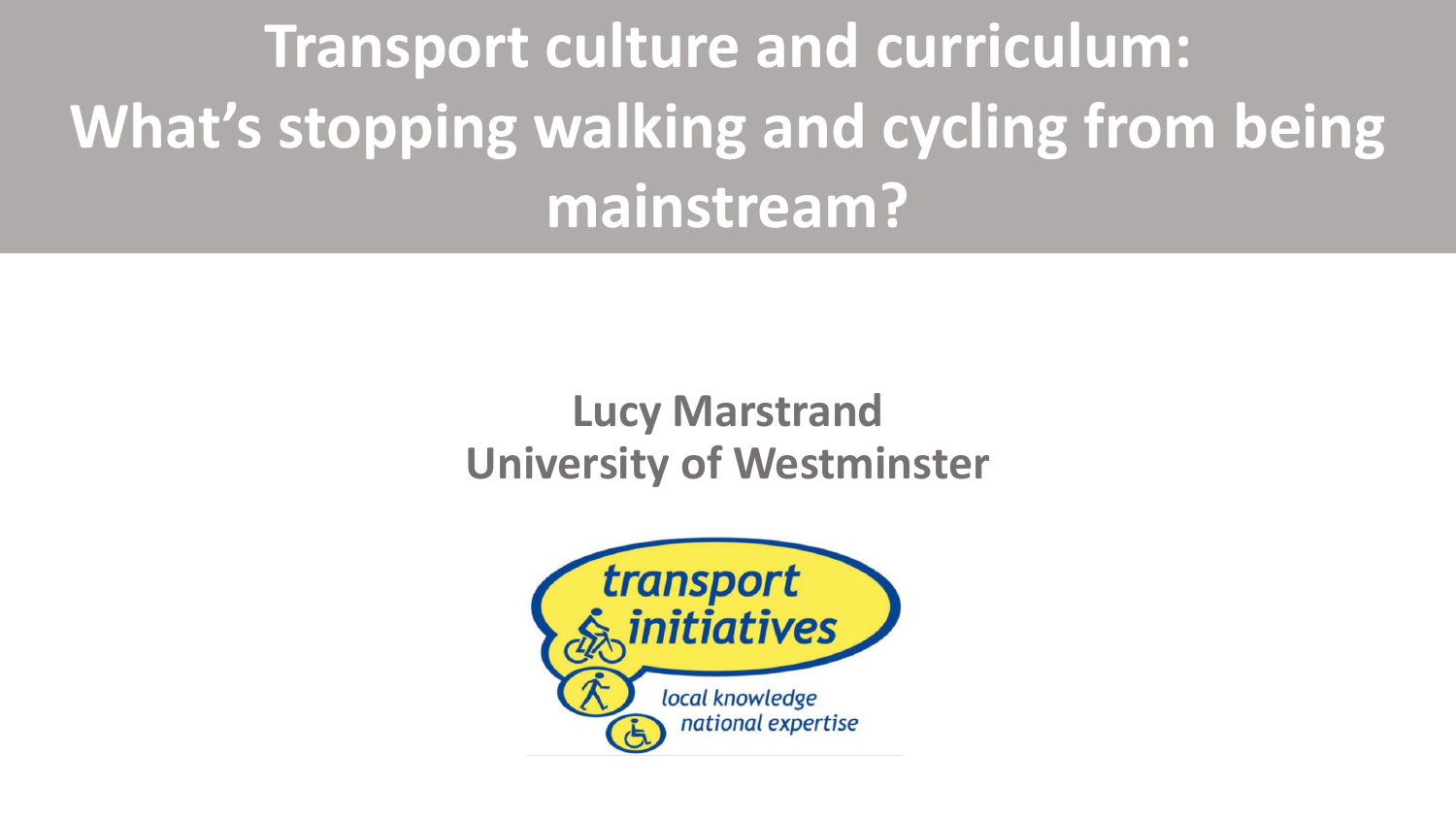# Transport culture and curriculum: What's stopping walking and cycling from being mainstream?

**Lucy Marstrand**
**University of Westminster**

transport initiatives

*local knowledge national expertise*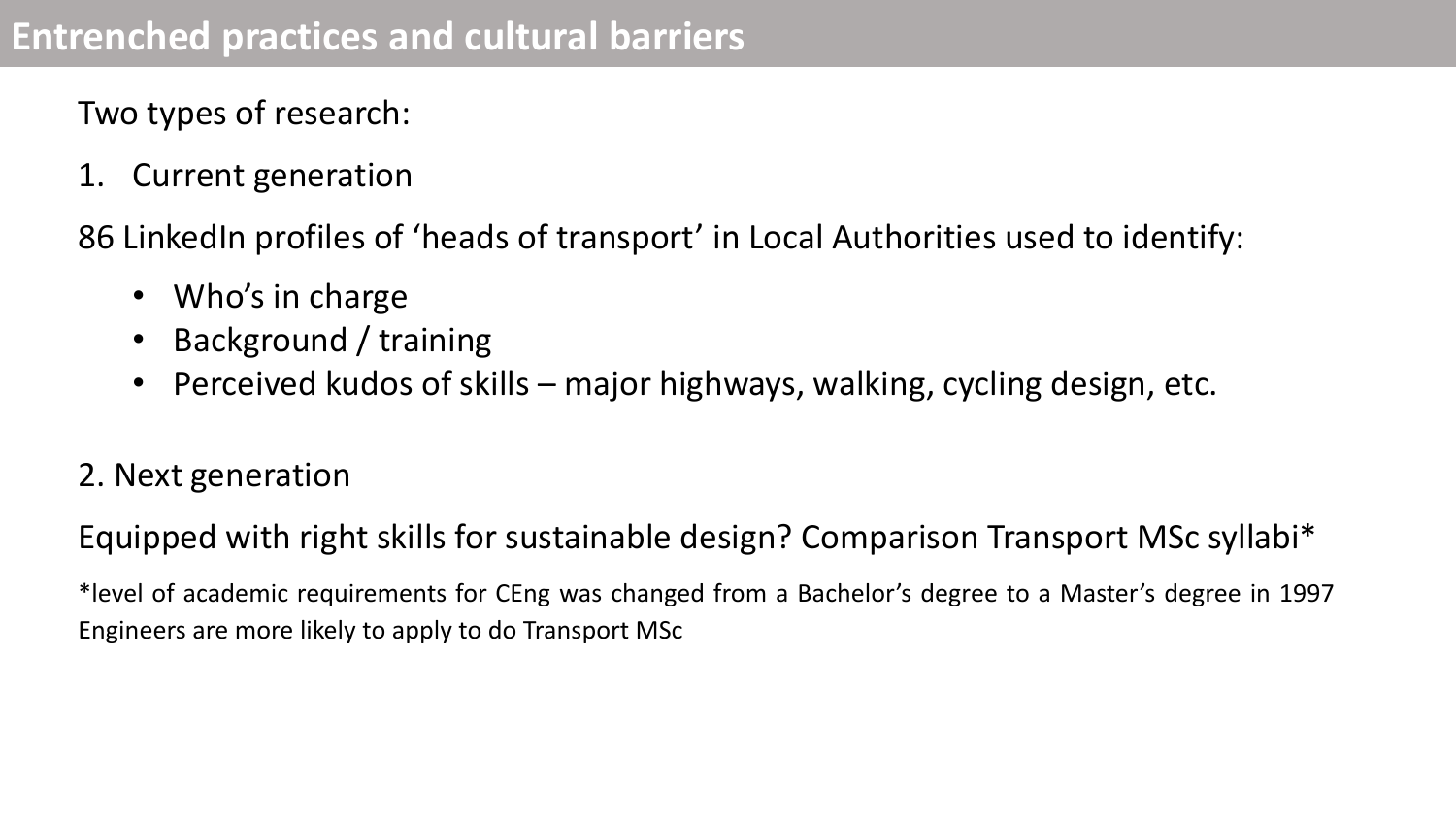# Entrenched practices and cultural barriers

Two types of research:

1. Current generation

86 LinkedIn profiles of 'heads of transport' in Local Authorities used to identify:

- Who's in charge
- Background / training
- Perceived kudos of skills – major highways, walking, cycling design, etc.

2. Next generation

Equipped with right skills for sustainable design? Comparison Transport MSc syllabi*

*level of academic requirements for CEng was changed from a Bachelor's degree to a Master's degree in 1997
Engineers are more likely to apply to do Transport MSc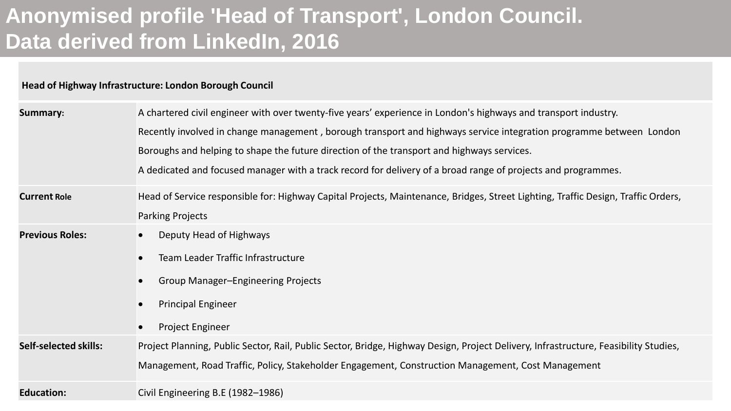# Anonymised profile 'Head of Transport', London Council. Data derived from LinkedIn, 2016

| **Head of Highway Infrastructure: London Borough Council** | |
|---|---|
| **Summary:** | A chartered civil engineer with over twenty-five years' experience in London's highways and transport industry.<br>Recently involved in change management , borough transport and highways service integration programme between London Boroughs and helping to shape the future direction of the transport and highways services.<br>A dedicated and focused manager with a track record for delivery of a broad range of projects and programmes. |
| **Current Role** | Head of Service responsible for: Highway Capital Projects, Maintenance, Bridges, Street Lighting, Traffic Design, Traffic Orders, Parking Projects |
| **Previous Roles:** | • Deputy Head of Highways<br>• Team Leader Traffic Infrastructure<br>• Group Manager–Engineering Projects<br>• Principal Engineer<br>• Project Engineer |
| **Self-selected skills:** | Project Planning, Public Sector, Rail, Public Sector, Bridge, Highway Design, Project Delivery, Infrastructure, Feasibility Studies, Management, Road Traffic, Policy, Stakeholder Engagement, Construction Management, Cost Management |
| **Education:** | Civil Engineering B.E (1982–1986) |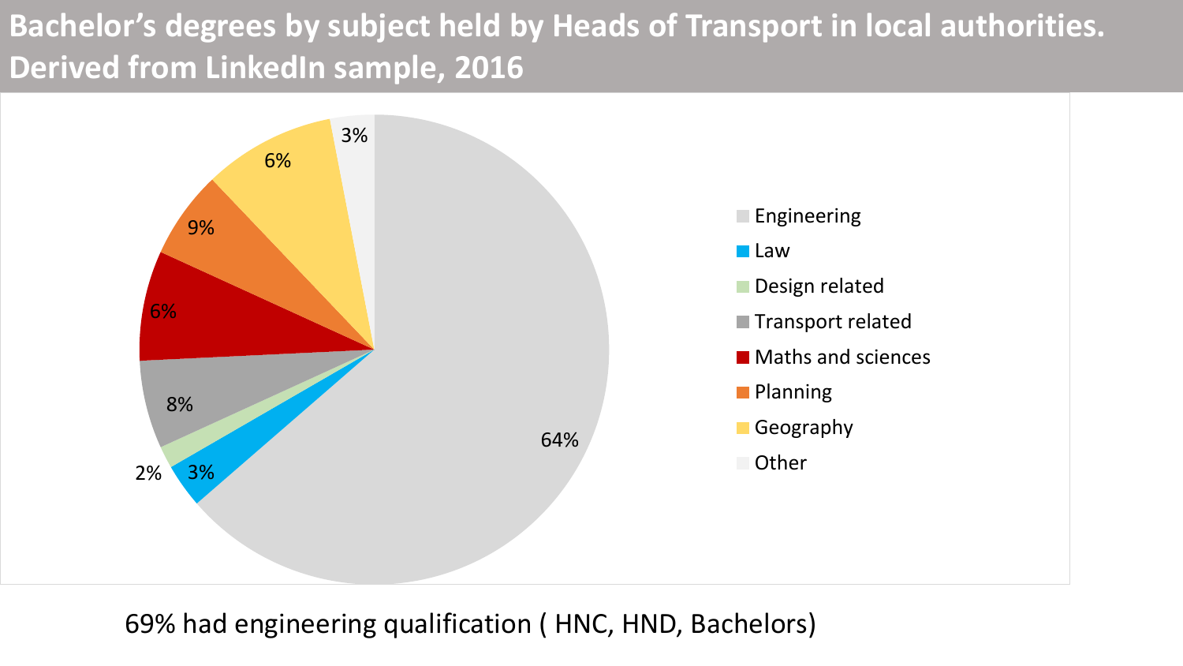# Bachelor's degrees by subject held by Heads of Transport in local authorities. Derived from LinkedIn sample, 2016

| Subject | Share |
| --- | --- |
| Engineering | 64% |
| Law | 3% |
| Design related | 2% |
| Transport related | 8% |
| Maths and sciences | 6% |
| Planning | 9% |
| Geography | 6% |
| Other | 3% |

69% had engineering qualification ( HNC, HND, Bachelors)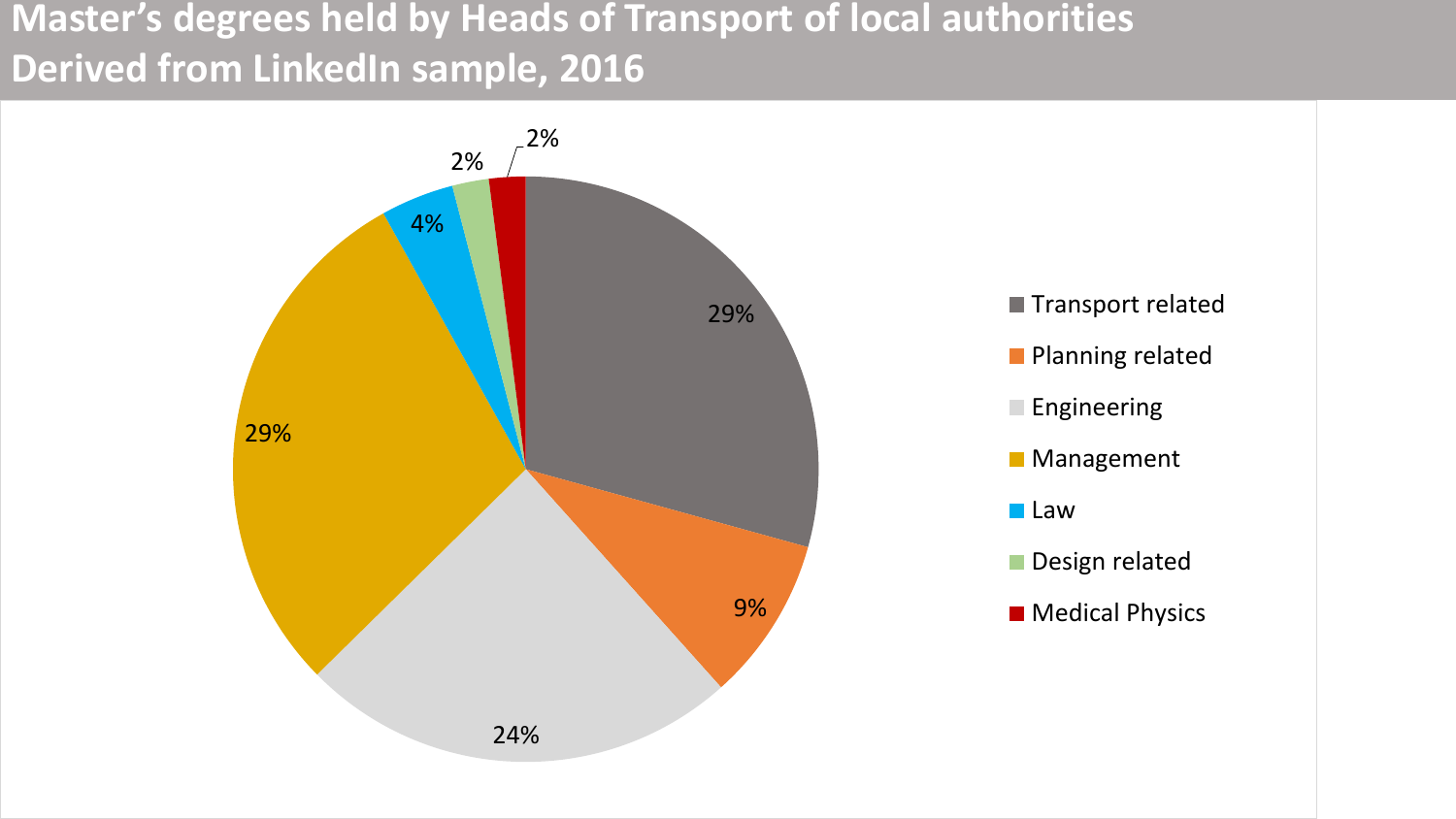# Master's degrees held by Heads of Transport of local authorities
## Derived from LinkedIn sample, 2016

| Degree | Share |
| --- | --- |
| Transport related | 29% |
| Planning related | 9% |
| Engineering | 24% |
| Management | 29% |
| Law | 4% |
| Design related | 2% |
| Medical Physics | 2% |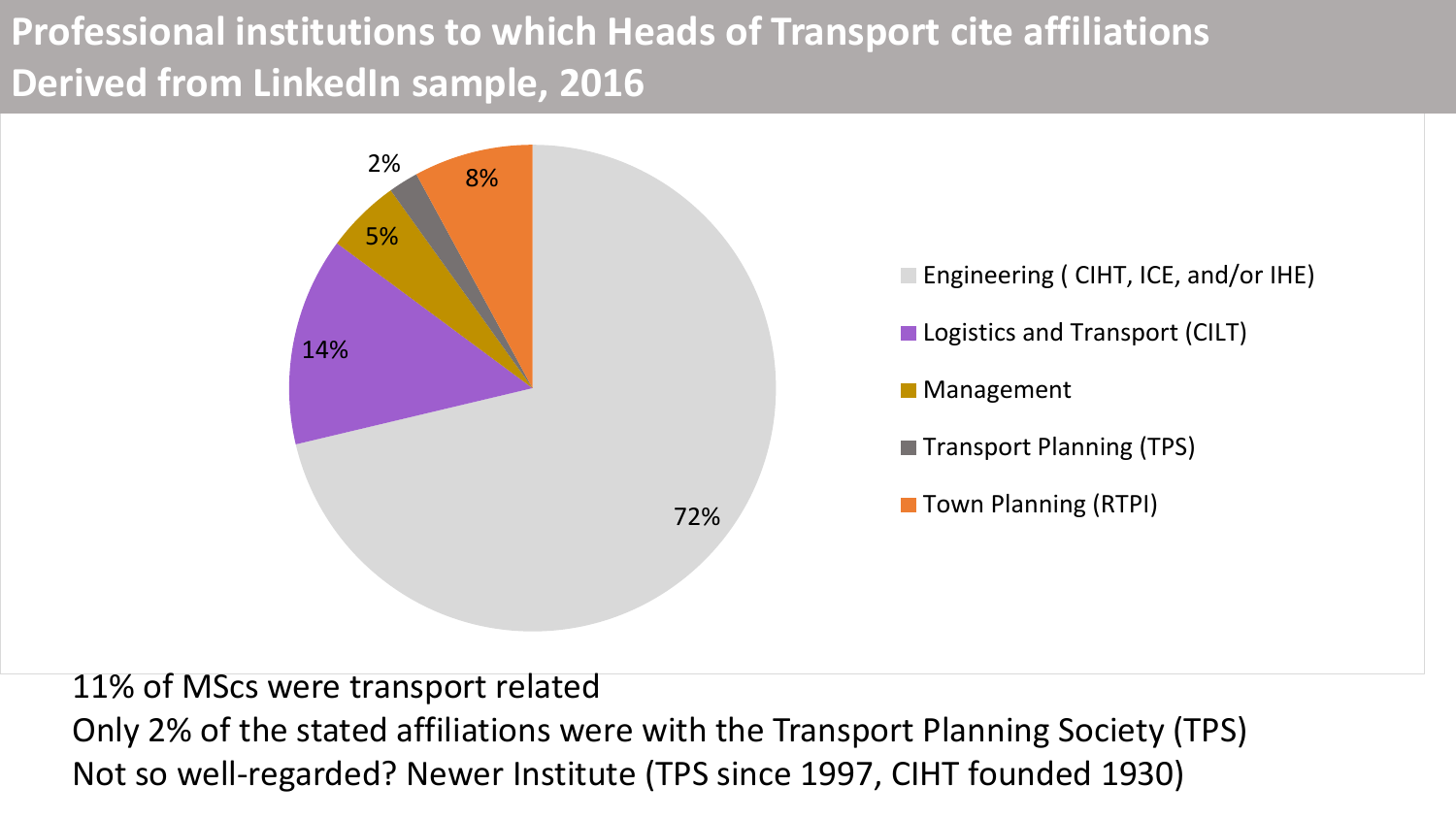# Professional institutions to which Heads of Transport cite affiliations
# Derived from LinkedIn sample, 2016

| Professional institution | Share |
| --- | --- |
| Engineering ( CIHT, ICE, and/or IHE) | 72% |
| Logistics and Transport (CILT) | 14% |
| Management | 5% |
| Transport Planning (TPS) | 2% |
| Town Planning (RTPI) | 8% |

11% of MScs were transport related

Only 2% of the stated affiliations were with the Transport Planning Society (TPS)

Not so well-regarded? Newer Institute (TPS since 1997, CIHT founded 1930)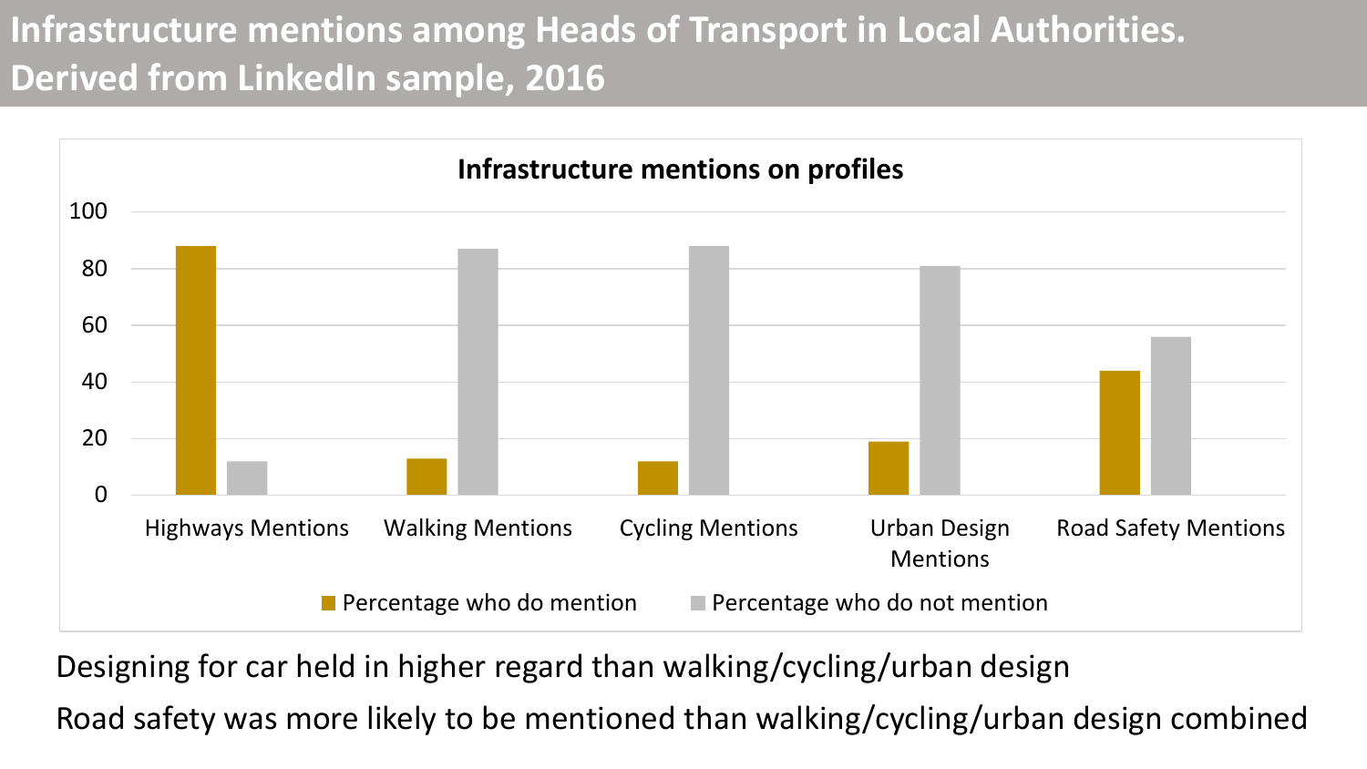# Infrastructure mentions among Heads of Transport in Local Authorities. Derived from LinkedIn sample, 2016

**Infrastructure mentions on profiles**

| | Percentage who do mention | Percentage who do not mention |
|---|---|---|
| Highways Mentions | 88 | 12 |
| Walking Mentions | 13 | 87 |
| Cycling Mentions | 12 | 88 |
| Urban Design Mentions | 19 | 81 |
| Road Safety Mentions | 44 | 56 |

Designing for car held in higher regard than walking/cycling/urban design

Road safety was more likely to be mentioned than walking/cycling/urban design combined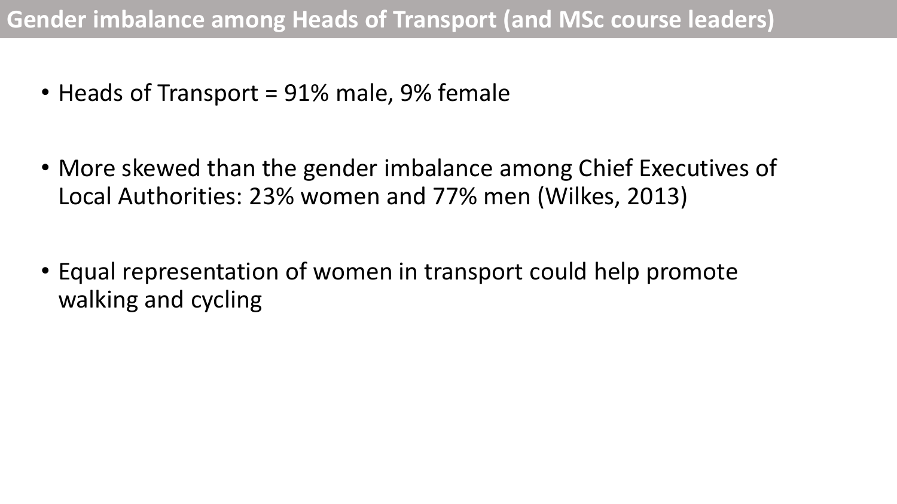## Gender imbalance among Heads of Transport (and MSc course leaders)

- Heads of Transport = 91% male, 9% female
- More skewed than the gender imbalance among Chief Executives of Local Authorities: 23% women and 77% men (Wilkes, 2013)
- Equal representation of women in transport could help promote walking and cycling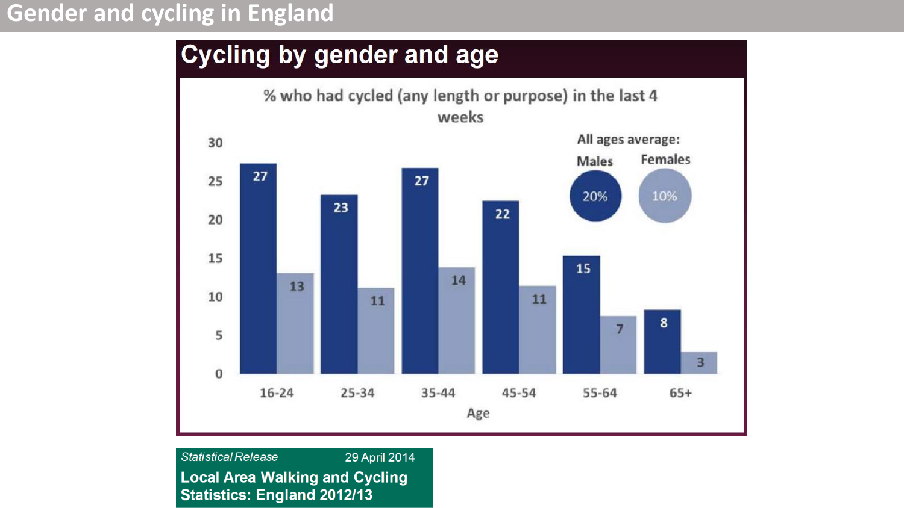# Gender and cycling in England

## Cycling by gender and age

% who had cycled (any length or purpose) in the last 4 weeks

| Age | Males | Females |
|---|---|---|
| 16-24 | 27 | 13 |
| 25-34 | 23 | 11 |
| 35-44 | 27 | 14 |
| 45-54 | 22 | 11 |
| 55-64 | 15 | 7 |
| 65+ | 8 | 3 |

All ages average: Males 20%, Females 10%

*Statistical Release* 29 April 2014

**Local Area Walking and Cycling Statistics: England 2012/13**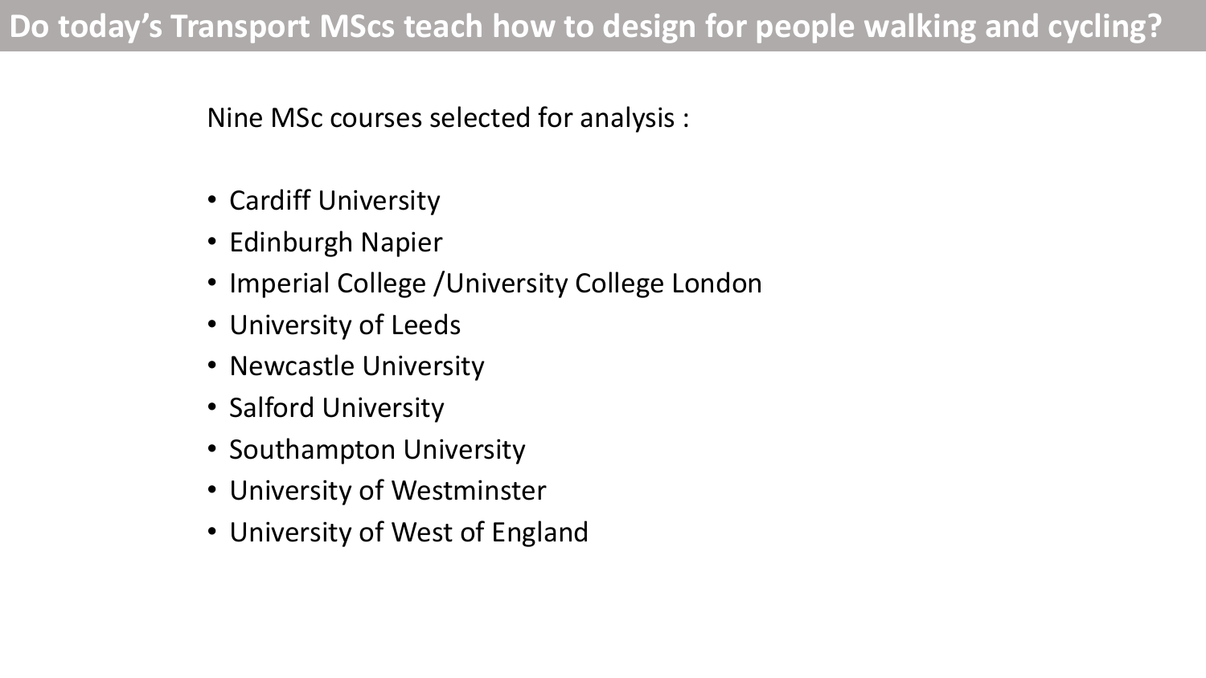# Do today's Transport MScs teach how to design for people walking and cycling?

Nine MSc courses selected for analysis :

- Cardiff University
- Edinburgh Napier
- Imperial College /University College London
- University of Leeds
- Newcastle University
- Salford University
- Southampton University
- University of Westminster
- University of West of England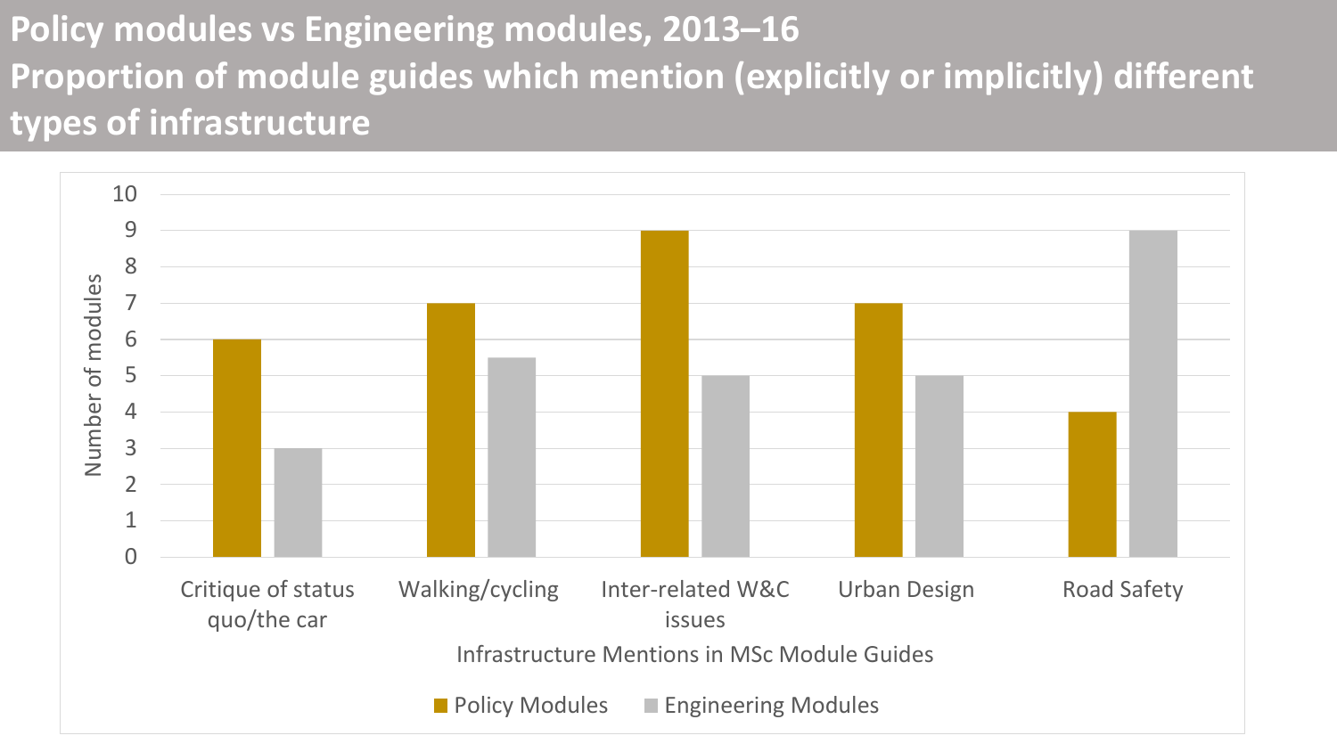# Policy modules vs Engineering modules, 2013–16
## Proportion of module guides which mention (explicitly or implicitly) different types of infrastructure

| Infrastructure Mentions in MSc Module Guides | Policy Modules | Engineering Modules |
|---|---|---|
| Critique of status quo/the car | 6 | 3 |
| Walking/cycling | 7 | 5.5 |
| Inter-related W&C issues | 9 | 5 |
| Urban Design | 7 | 5 |
| Road Safety | 4 | 9 |

Y-axis: Number of modules (0–10)

X-axis: Infrastructure Mentions in MSc Module Guides

Legend: Policy Modules, Engineering Modules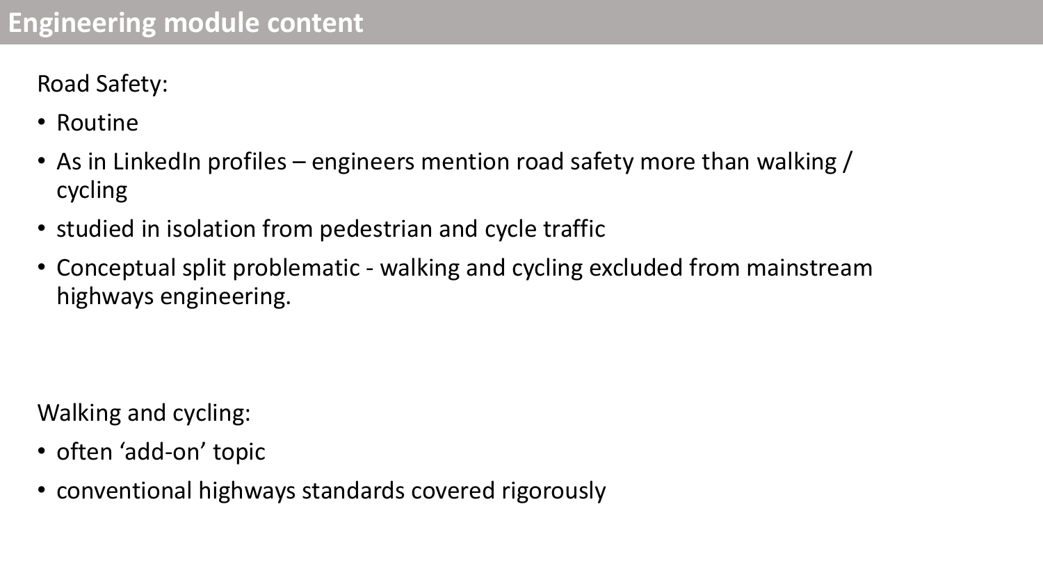# Engineering module content

Road Safety:

- Routine
- As in LinkedIn profiles – engineers mention road safety more than walking / cycling
- studied in isolation from pedestrian and cycle traffic
- Conceptual split problematic - walking and cycling excluded from mainstream highways engineering.

Walking and cycling:

- often 'add-on' topic
- conventional highways standards covered rigorously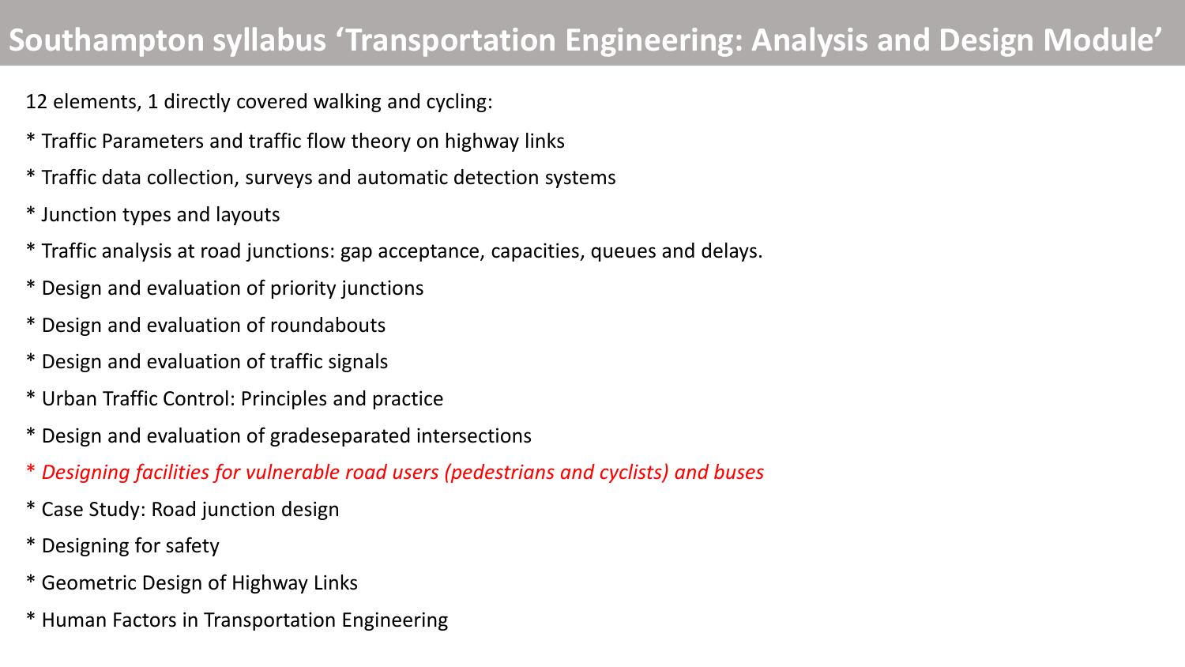# Southampton syllabus ‘Transportation Engineering: Analysis and Design Module’

12 elements, 1 directly covered walking and cycling:

* Traffic Parameters and traffic flow theory on highway links
* Traffic data collection, surveys and automatic detection systems
* Junction types and layouts
* Traffic analysis at road junctions: gap acceptance, capacities, queues and delays.
* Design and evaluation of priority junctions
* Design and evaluation of roundabouts
* Design and evaluation of traffic signals
* Urban Traffic Control: Principles and practice
* Design and evaluation of gradeseparated intersections
* *Designing facilities for vulnerable road users (pedestrians and cyclists) and buses*
* Case Study: Road junction design
* Designing for safety
* Geometric Design of Highway Links
* Human Factors in Transportation Engineering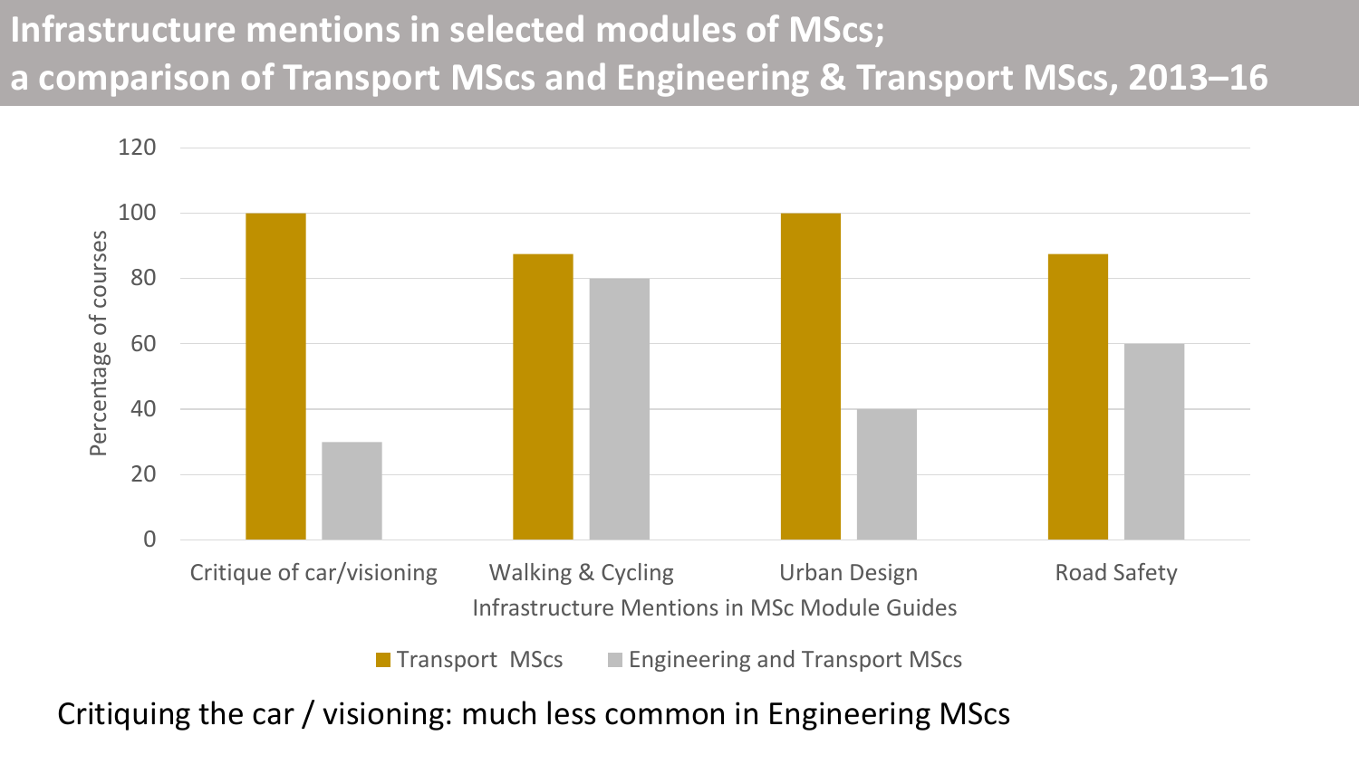# Infrastructure mentions in selected modules of MScs; a comparison of Transport MScs and Engineering & Transport MScs, 2013–16

| Infrastructure Mentions in MSc Module Guides | Transport MScs | Engineering and Transport MScs |
|---|---|---|
| Critique of car/visioning | 100 | 30 |
| Walking & Cycling | 87.5 | 80 |
| Urban Design | 100 | 40 |
| Road Safety | 87.5 | 60 |

Percentage of courses

Critiquing the car / visioning: much less common in Engineering MScs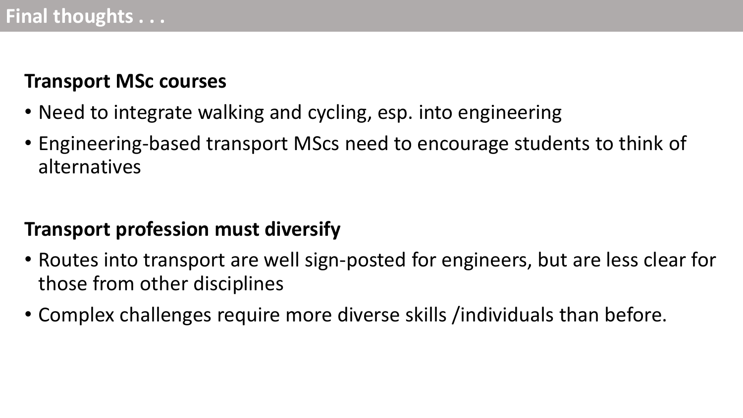# Final thoughts . . .

**Transport MSc courses**

- Need to integrate walking and cycling, esp. into engineering
- Engineering-based transport MScs need to encourage students to think of alternatives

**Transport profession must diversify**

- Routes into transport are well sign-posted for engineers, but are less clear for those from other disciplines
- Complex challenges require more diverse skills /individuals than before.